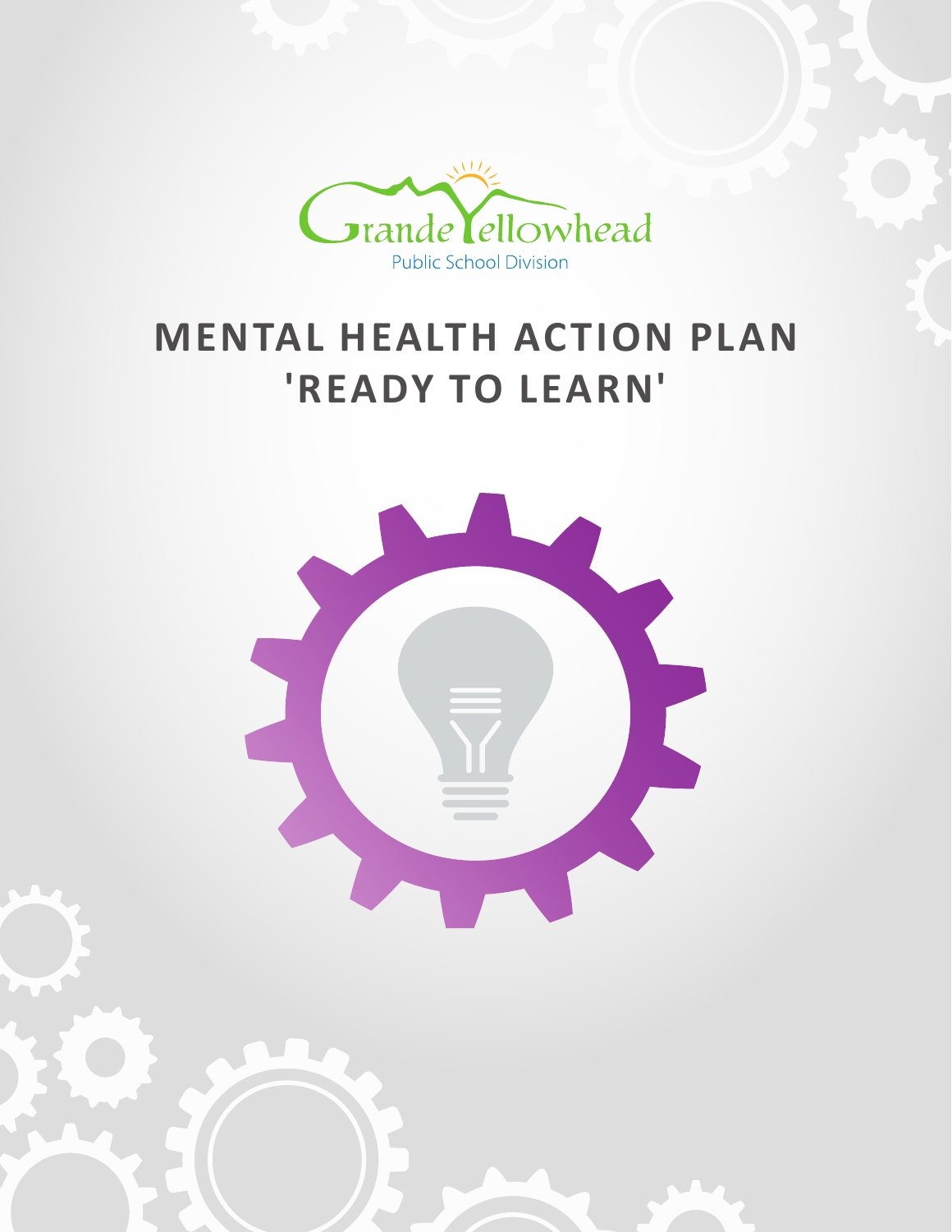Grande Yellowhead

Public School Division

# MENTAL HEALTH ACTION PLAN 'READY TO LEARN'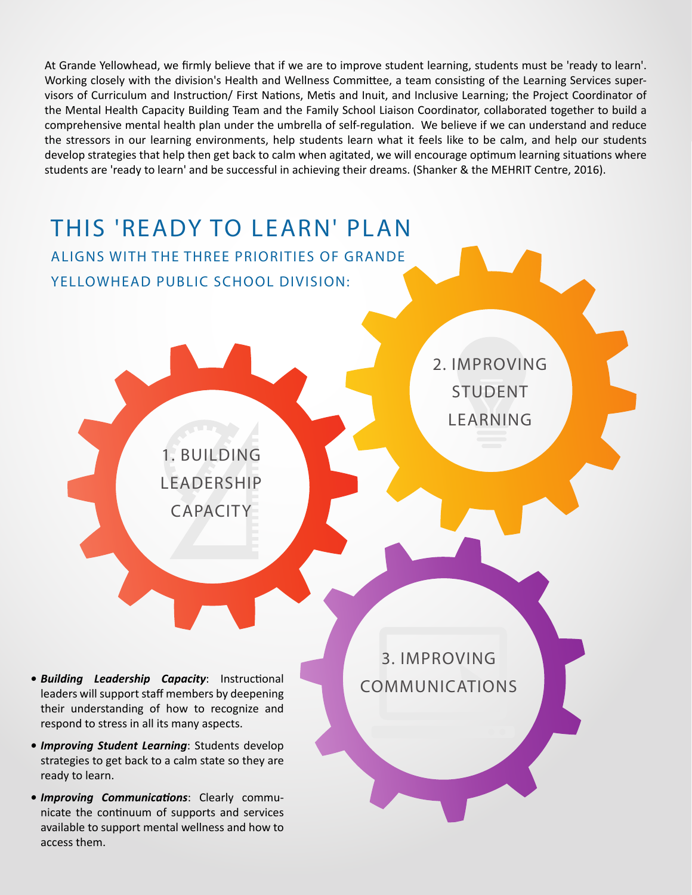At Grande Yellowhead, we firmly believe that if we are to improve student learning, students must be 'ready to learn'. Working closely with the division's Health and Wellness Committee, a team consisting of the Learning Services supervisors of Curriculum and Instruction/ First Nations, Metis and Inuit, and Inclusive Learning; the Project Coordinator of the Mental Health Capacity Building Team and the Family School Liaison Coordinator, collaborated together to build a comprehensive mental health plan under the umbrella of self-regulation. We believe if we can understand and reduce the stressors in our learning environments, help students learn what it feels like to be calm, and help our students develop strategies that help then get back to calm when agitated, we will encourage optimum learning situations where students are 'ready to learn' and be successful in achieving their dreams. (Shanker & the MEHRIT Centre, 2016).

# THIS 'READY TO LEARN' PLAN

## ALIGNS WITH THE THREE PRIORITIES OF GRANDE YELLOWHEAD PUBLIC SCHOOL DIVISION:

1. BUILDING LEADERSHIP CAPACITY
2. IMPROVING STUDENT LEARNING
3. IMPROVING COMMUNICATIONS

- ***Building Leadership Capacity***: Instructional leaders will support staff members by deepening their understanding of how to recognize and respond to stress in all its many aspects.
- ***Improving Student Learning***: Students develop strategies to get back to a calm state so they are ready to learn.
- ***Improving Communications***: Clearly communicate the continuum of supports and services available to support mental wellness and how to access them.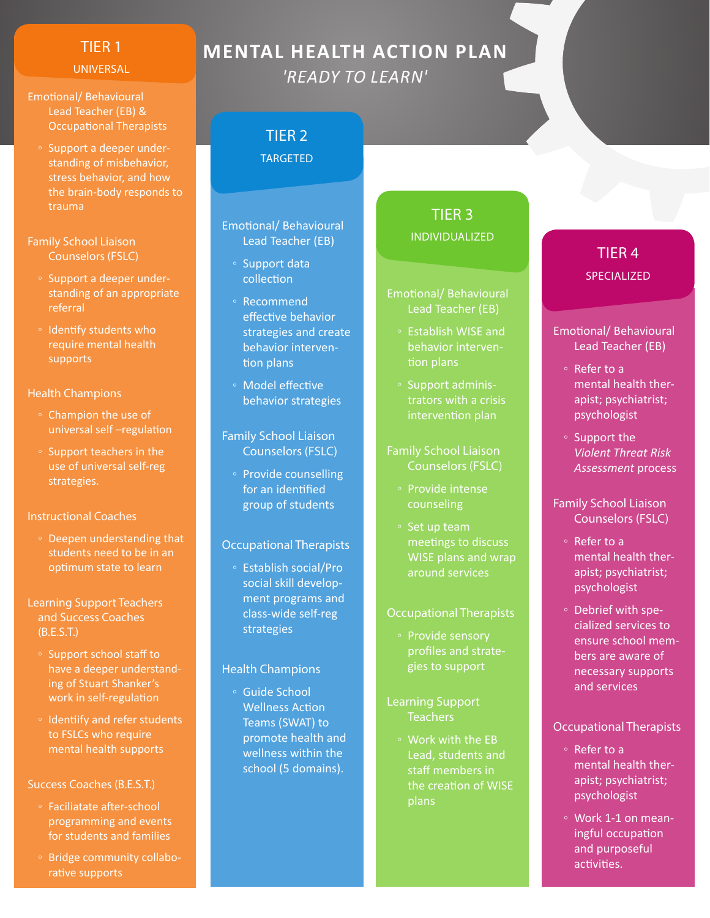# MENTAL HEALTH ACTION PLAN

*'READY TO LEARN'*

## TIER 1

UNIVERSAL

Emotional/ Behavioural Lead Teacher (EB) & Occupational Therapists

- Support a deeper understanding of misbehavior, stress behavior, and how the brain-body responds to trauma

Family School Liaison Counselors (FSLC)

- Support a deeper understanding of an appropriate referral
- Identify students who require mental health supports

Health Champions

- Champion the use of universal self –regulation
- Support teachers in the use of universal self-reg strategies.

Instructional Coaches

- Deepen understanding that students need to be in an optimum state to learn

Learning Support Teachers and Success Coaches (B.E.S.T.)

- Support school staff to have a deeper understanding of Stuart Shanker's work in self-regulation
- Identifiy and refer students to FSLCs who require mental health supports

Success Coaches (B.E.S.T.)

- Faciliatate after-school programming and events for students and families
- Bridge community collaborative supports

## TIER 2

TARGETED

Emotional/ Behavioural Lead Teacher (EB)

- Support data collection
- Recommend effective behavior strategies and create behavior intervention plans
- Model effective behavior strategies

Family School Liaison Counselors (FSLC)

- Provide counselling for an identified group of students

Occupational Therapists

- Establish social/Pro social skill development programs and class-wide self-reg strategies

Health Champions

- Guide School Wellness Action Teams (SWAT) to promote health and wellness within the school (5 domains).

## TIER 3

INDIVIDUALIZED

Emotional/ Behavioural Lead Teacher (EB)

- Establish WISE and behavior intervention plans
- Support administrators with a crisis intervention plan

Family School Liaison Counselors (FSLC)

- Provide intense counseling
- Set up team meetings to discuss WISE plans and wrap around services

Occupational Therapists

- Provide sensory profiles and strategies to support

Learning Support Teachers

- Work with the EB Lead, students and staff members in the creation of WISE plans

## TIER 4

SPECIALIZED

Emotional/ Behavioural Lead Teacher (EB)

- Refer to a mental health therapist; psychiatrist; psychologist
- Support the *Violent Threat Risk Assessment* process

Family School Liaison Counselors (FSLC)

- Refer to a mental health therapist; psychiatrist; psychologist
- Debrief with specialized services to ensure school members are aware of necessary supports and services

Occupational Therapists

- Refer to a mental health therapist; psychiatrist; psychologist
- Work 1-1 on meaningful occupation and purposeful activities.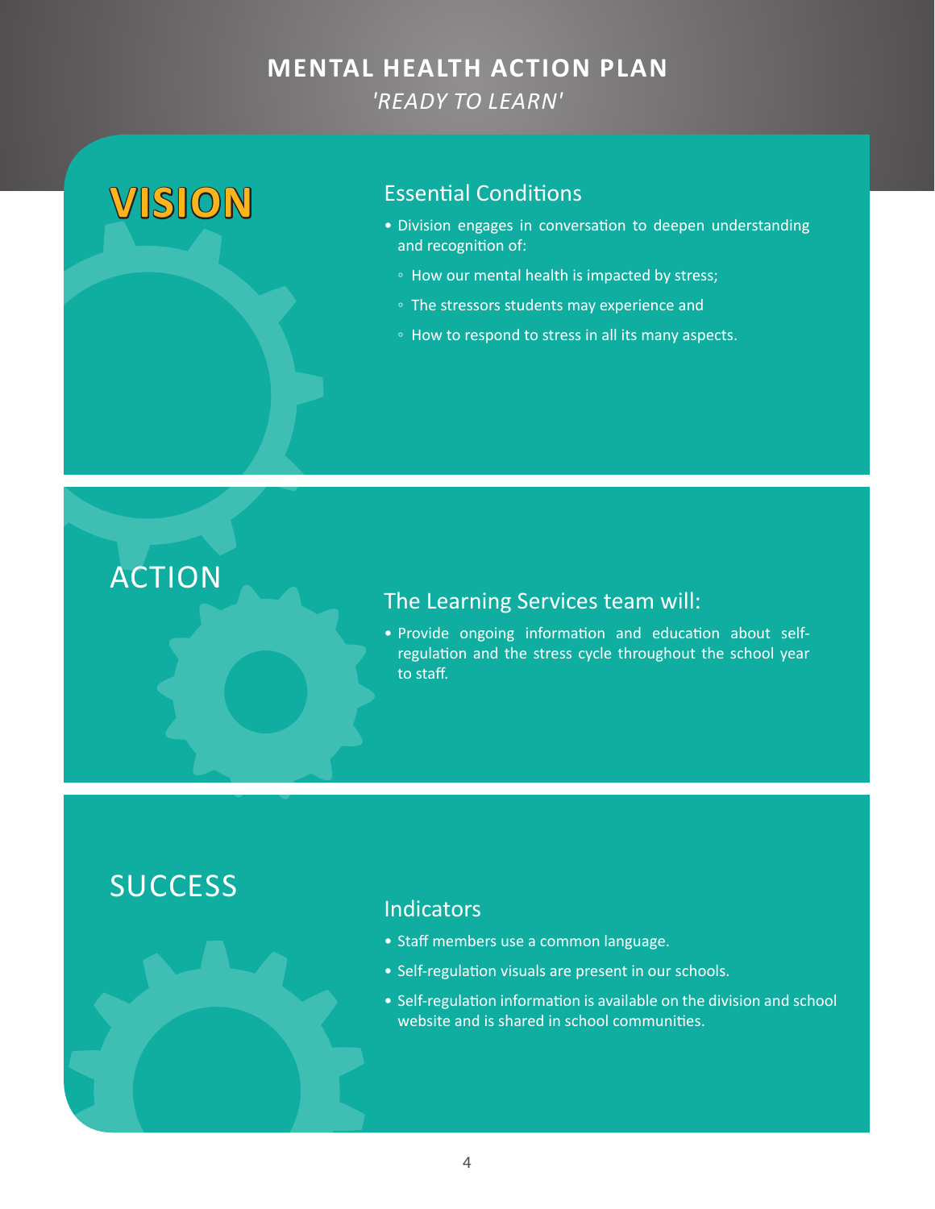# MENTAL HEALTH ACTION PLAN

*'READY TO LEARN'*

## VISION

### Essential Conditions

- Division engages in conversation to deepen understanding and recognition of:
  - How our mental health is impacted by stress;
  - The stressors students may experience and
  - How to respond to stress in all its many aspects.

## ACTION

### The Learning Services team will:

- Provide ongoing information and education about self-regulation and the stress cycle throughout the school year to staff.

## SUCCESS

### Indicators

- Staff members use a common language.
- Self-regulation visuals are present in our schools.
- Self-regulation information is available on the division and school website and is shared in school communities.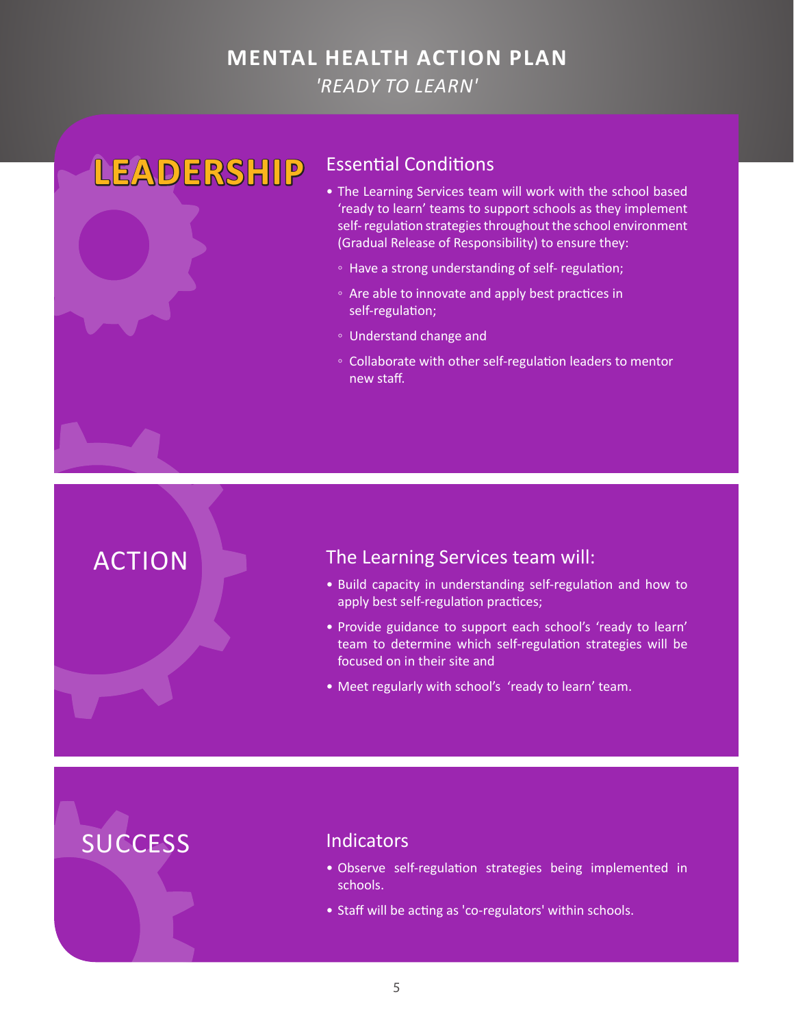# MENTAL HEALTH ACTION PLAN

*'READY TO LEARN'*

## LEADERSHIP

### Essential Conditions

- The Learning Services team will work with the school based 'ready to learn' teams to support schools as they implement self- regulation strategies throughout the school environment (Gradual Release of Responsibility) to ensure they:
  - Have a strong understanding of self- regulation;
  - Are able to innovate and apply best practices in self-regulation;
  - Understand change and
  - Collaborate with other self-regulation leaders to mentor new staff.

## ACTION

### The Learning Services team will:

- Build capacity in understanding self-regulation and how to apply best self-regulation practices;
- Provide guidance to support each school's 'ready to learn' team to determine which self-regulation strategies will be focused on in their site and
- Meet regularly with school's 'ready to learn' team.

## SUCCESS

### Indicators

- Observe self-regulation strategies being implemented in schools.
- Staff will be acting as 'co-regulators' within schools.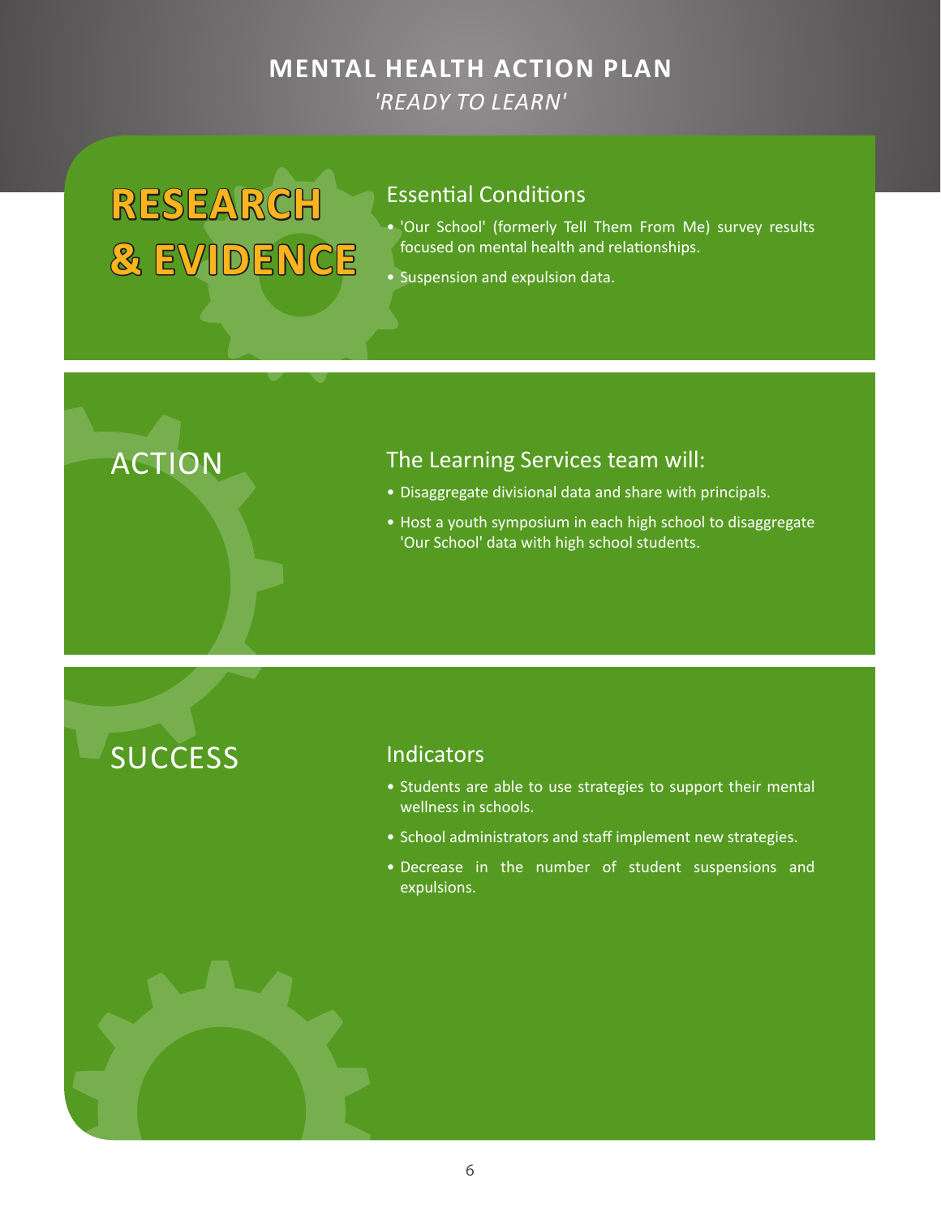# MENTAL HEALTH ACTION PLAN

*'READY TO LEARN'*

## RESEARCH & EVIDENCE

### Essential Conditions

- 'Our School' (formerly Tell Them From Me) survey results focused on mental health and relationships.
- Suspension and expulsion data.

## ACTION

### The Learning Services team will:

- Disaggregate divisional data and share with principals.
- Host a youth symposium in each high school to disaggregate 'Our School' data with high school students.

## SUCCESS

### Indicators

- Students are able to use strategies to support their mental wellness in schools.
- School administrators and staff implement new strategies.
- Decrease in the number of student suspensions and expulsions.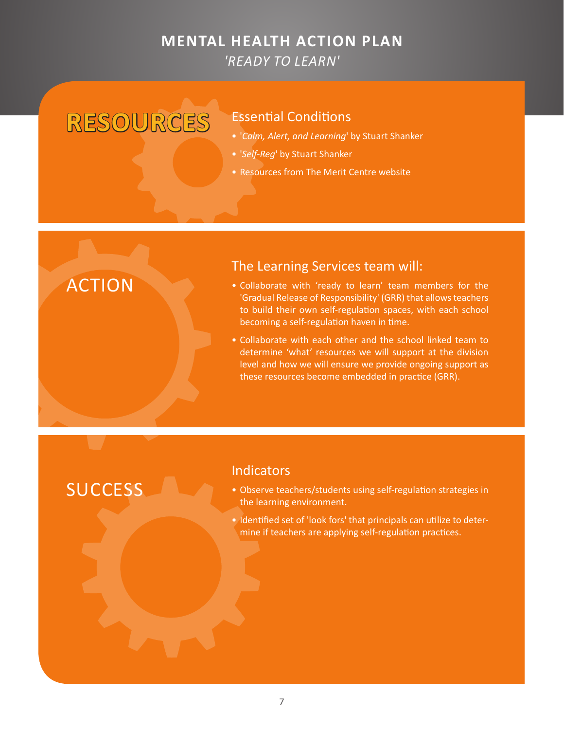# MENTAL HEALTH ACTION PLAN

*'READY TO LEARN'*

## RESOURCES

### Essential Conditions

- '*Calm, Alert, and Learning*' by Stuart Shanker
- '*Self-Reg*' by Stuart Shanker
- Resources from The Merit Centre website

## ACTION

### The Learning Services team will:

- Collaborate with 'ready to learn' team members for the 'Gradual Release of Responsibility' (GRR) that allows teachers to build their own self-regulation spaces, with each school becoming a self-regulation haven in time.
- Collaborate with each other and the school linked team to determine 'what' resources we will support at the division level and how we will ensure we provide ongoing support as these resources become embedded in practice (GRR).

## SUCCESS

### Indicators

- Observe teachers/students using self-regulation strategies in the learning environment.
- Identified set of 'look fors' that principals can utilize to determine if teachers are applying self-regulation practices.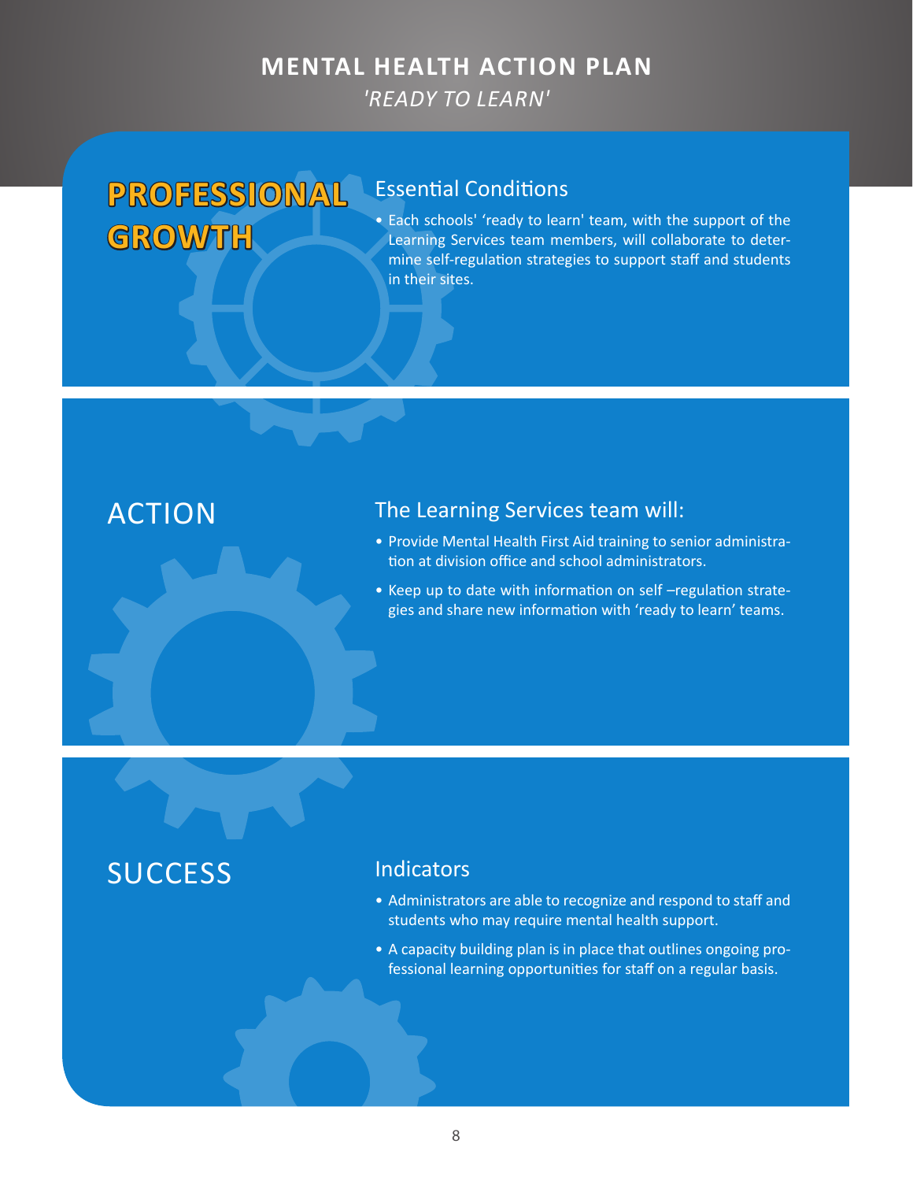# MENTAL HEALTH ACTION PLAN

*'READY TO LEARN'*

## PROFESSIONAL GROWTH

### Essential Conditions

- Each schools' 'ready to learn' team, with the support of the Learning Services team members, will collaborate to determine self-regulation strategies to support staff and students in their sites.

## ACTION

### The Learning Services team will:

- Provide Mental Health First Aid training to senior administration at division office and school administrators.
- Keep up to date with information on self –regulation strategies and share new information with 'ready to learn' teams.

## SUCCESS

### Indicators

- Administrators are able to recognize and respond to staff and students who may require mental health support.
- A capacity building plan is in place that outlines ongoing professional learning opportunities for staff on a regular basis.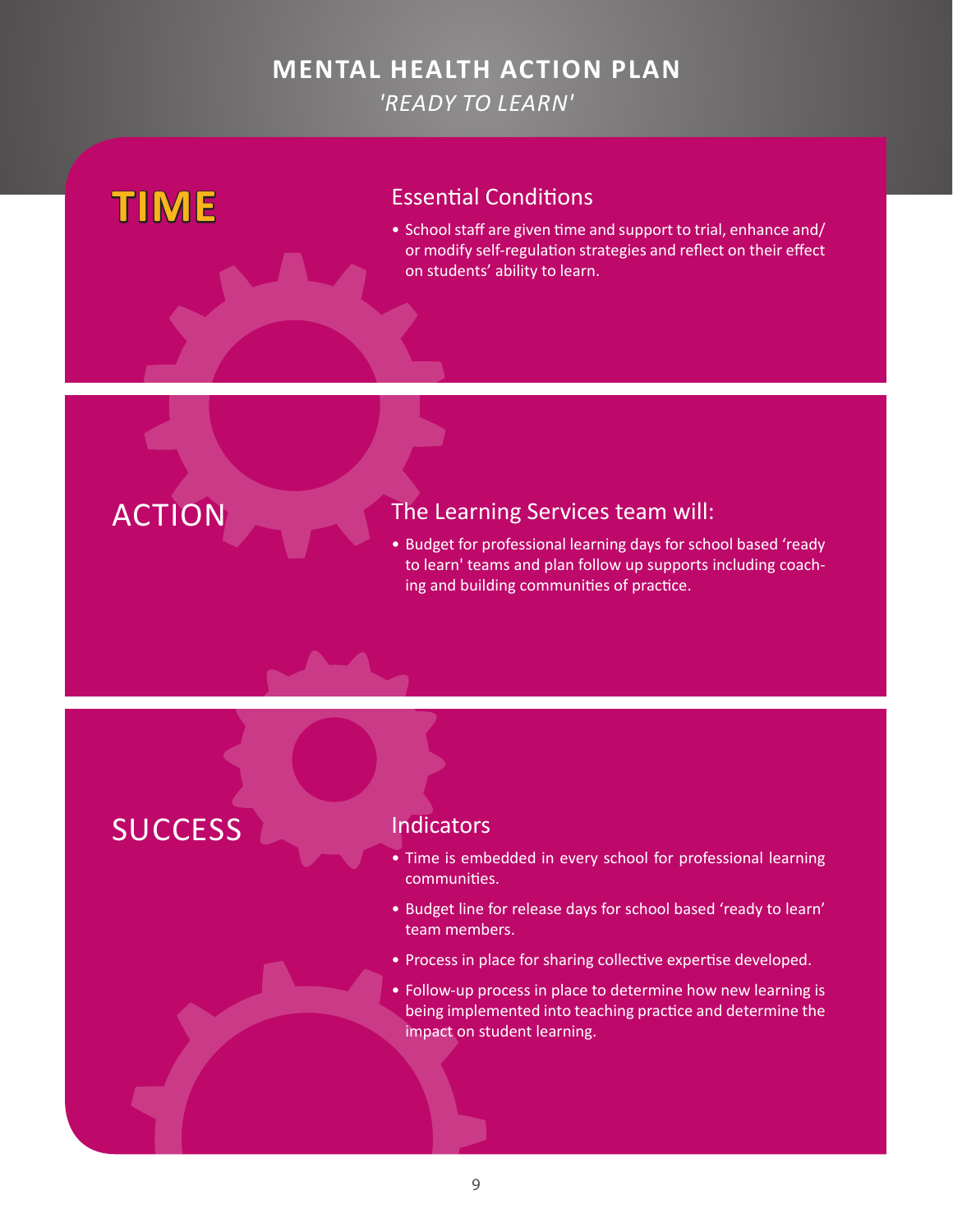# MENTAL HEALTH ACTION PLAN

*'READY TO LEARN'*

## TIME

### Essential Conditions

- School staff are given time and support to trial, enhance and/or modify self-regulation strategies and reflect on their effect on students' ability to learn.

## ACTION

### The Learning Services team will:

- Budget for professional learning days for school based 'ready to learn' teams and plan follow up supports including coaching and building communities of practice.

## SUCCESS

### Indicators

- Time is embedded in every school for professional learning communities.
- Budget line for release days for school based 'ready to learn' team members.
- Process in place for sharing collective expertise developed.
- Follow-up process in place to determine how new learning is being implemented into teaching practice and determine the impact on student learning.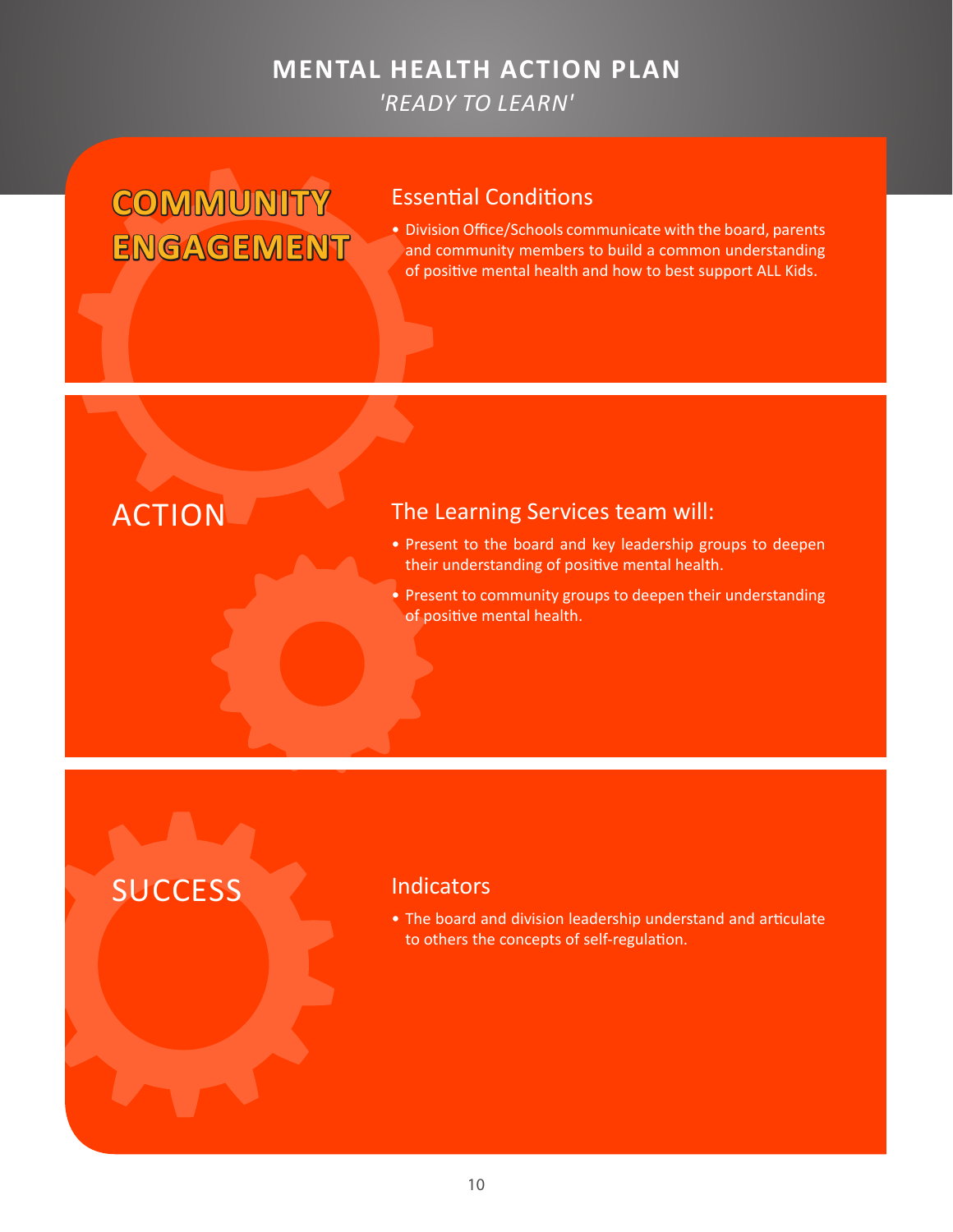# MENTAL HEALTH ACTION PLAN

*'READY TO LEARN'*

## COMMUNITY ENGAGEMENT

### Essential Conditions

- Division Office/Schools communicate with the board, parents and community members to build a common understanding of positive mental health and how to best support ALL Kids.

## ACTION

### The Learning Services team will:

- Present to the board and key leadership groups to deepen their understanding of positive mental health.
- Present to community groups to deepen their understanding of positive mental health.

## SUCCESS

### Indicators

- The board and division leadership understand and articulate to others the concepts of self-regulation.